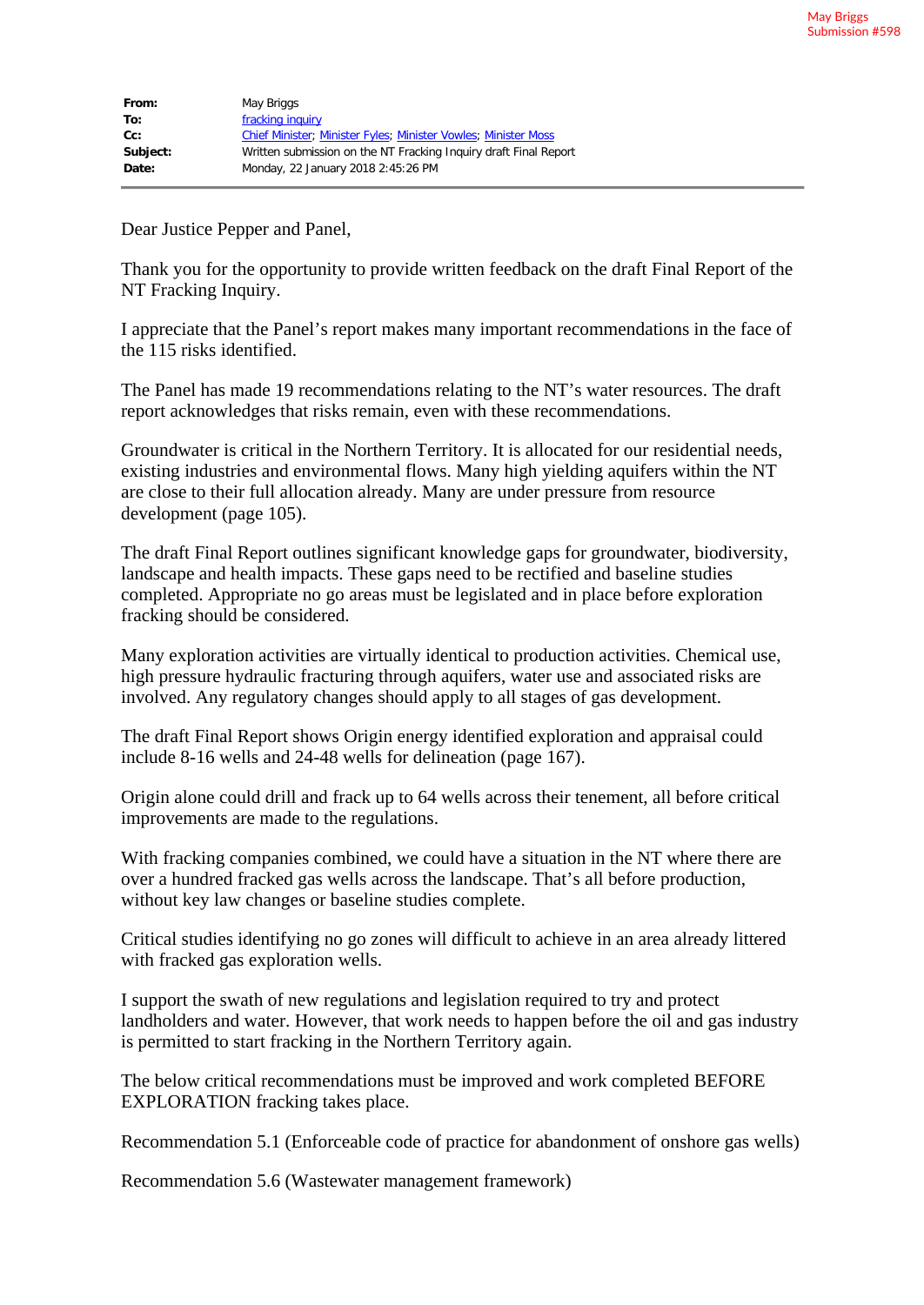May Briggs
Submission #598

| | |
|---|---|
| **From:** | May Briggs |
| **To:** | fracking inquiry |
| **Cc:** | Chief Minister; Minister Fyles; Minister Vowles; Minister Moss |
| **Subject:** | Written submission on the NT Fracking Inquiry draft Final Report |
| **Date:** | Monday, 22 January 2018 2:45:26 PM |

Dear Justice Pepper and Panel,

Thank you for the opportunity to provide written feedback on the draft Final Report of the NT Fracking Inquiry.

I appreciate that the Panel's report makes many important recommendations in the face of the 115 risks identified.

The Panel has made 19 recommendations relating to the NT's water resources. The draft report acknowledges that risks remain, even with these recommendations.

Groundwater is critical in the Northern Territory. It is allocated for our residential needs, existing industries and environmental flows. Many high yielding aquifers within the NT are close to their full allocation already. Many are under pressure from resource development (page 105).

The draft Final Report outlines significant knowledge gaps for groundwater, biodiversity, landscape and health impacts. These gaps need to be rectified and baseline studies completed. Appropriate no go areas must be legislated and in place before exploration fracking should be considered.

Many exploration activities are virtually identical to production activities. Chemical use, high pressure hydraulic fracturing through aquifers, water use and associated risks are involved. Any regulatory changes should apply to all stages of gas development.

The draft Final Report shows Origin energy identified exploration and appraisal could include 8-16 wells and 24-48 wells for delineation (page 167).

Origin alone could drill and frack up to 64 wells across their tenement, all before critical improvements are made to the regulations.

With fracking companies combined, we could have a situation in the NT where there are over a hundred fracked gas wells across the landscape. That's all before production, without key law changes or baseline studies complete.

Critical studies identifying no go zones will difficult to achieve in an area already littered with fracked gas exploration wells.

I support the swath of new regulations and legislation required to try and protect landholders and water. However, that work needs to happen before the oil and gas industry is permitted to start fracking in the Northern Territory again.

The below critical recommendations must be improved and work completed BEFORE EXPLORATION fracking takes place.

Recommendation 5.1 (Enforceable code of practice for abandonment of onshore gas wells)

Recommendation 5.6 (Wastewater management framework)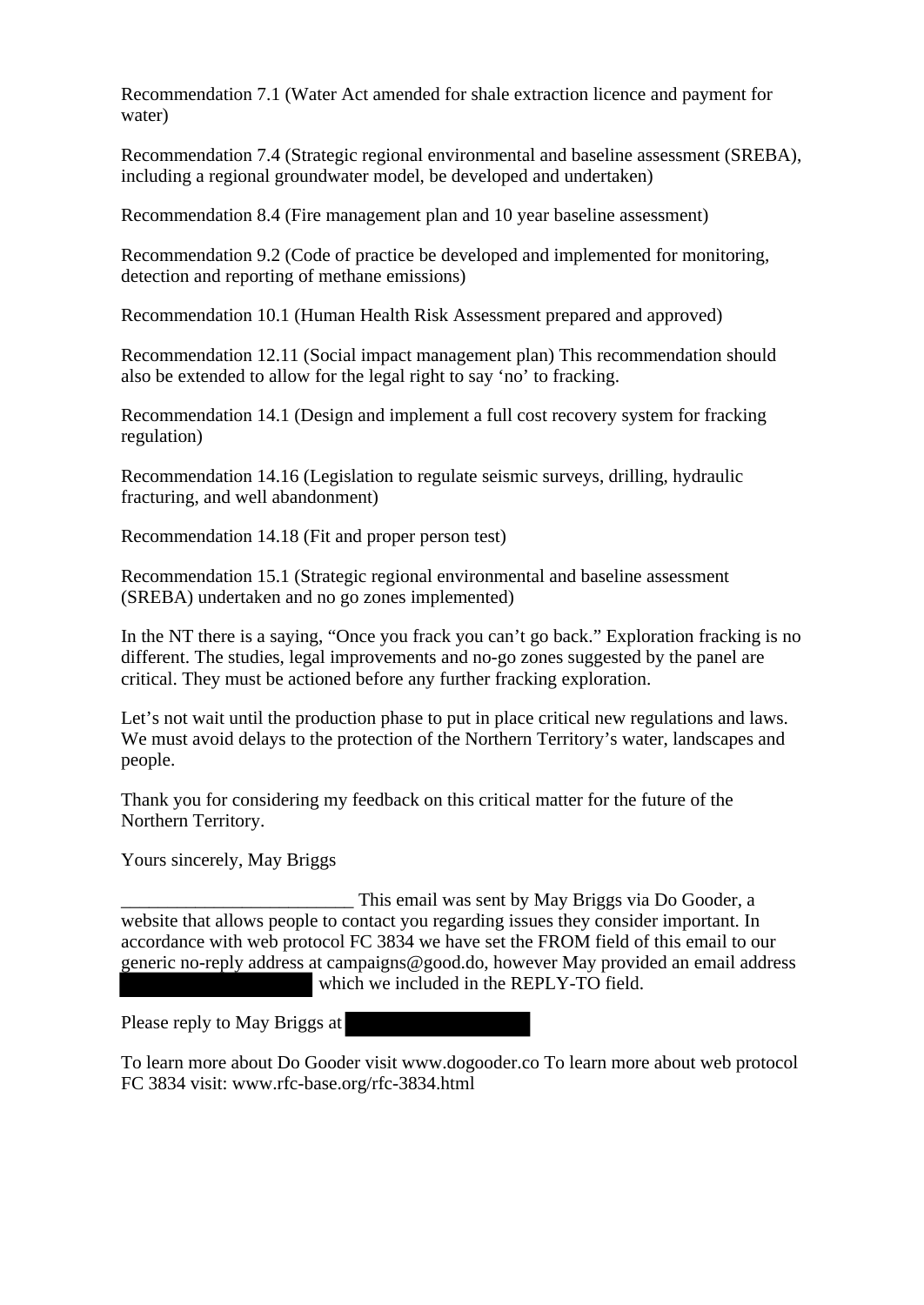Recommendation 7.1 (Water Act amended for shale extraction licence and payment for water)

Recommendation 7.4 (Strategic regional environmental and baseline assessment (SREBA), including a regional groundwater model, be developed and undertaken)

Recommendation 8.4 (Fire management plan and 10 year baseline assessment)

Recommendation 9.2 (Code of practice be developed and implemented for monitoring, detection and reporting of methane emissions)

Recommendation 10.1 (Human Health Risk Assessment prepared and approved)

Recommendation 12.11 (Social impact management plan) This recommendation should also be extended to allow for the legal right to say 'no' to fracking.

Recommendation 14.1 (Design and implement a full cost recovery system for fracking regulation)

Recommendation 14.16 (Legislation to regulate seismic surveys, drilling, hydraulic fracturing, and well abandonment)

Recommendation 14.18 (Fit and proper person test)

Recommendation 15.1 (Strategic regional environmental and baseline assessment (SREBA) undertaken and no go zones implemented)

In the NT there is a saying, "Once you frack you can't go back." Exploration fracking is no different. The studies, legal improvements and no-go zones suggested by the panel are critical. They must be actioned before any further fracking exploration.

Let's not wait until the production phase to put in place critical new regulations and laws. We must avoid delays to the protection of the Northern Territory's water, landscapes and people.

Thank you for considering my feedback on this critical matter for the future of the Northern Territory.

Yours sincerely, May Briggs

_________________________ This email was sent by May Briggs via Do Gooder, a website that allows people to contact you regarding issues they consider important. In accordance with web protocol FC 3834 we have set the FROM field of this email to our generic no-reply address at campaigns@good.do, however May provided an email address ██████████ which we included in the REPLY-TO field.

Please reply to May Briggs at ██████████

To learn more about Do Gooder visit www.dogooder.co To learn more about web protocol FC 3834 visit: www.rfc-base.org/rfc-3834.html